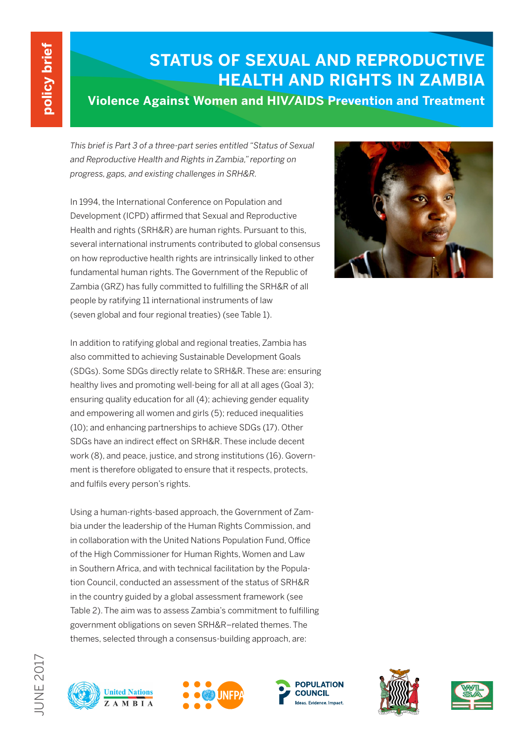policy brief

# STATUS OF SEXUAL AND REPRODUCTIVE HEALTH AND RIGHTS IN ZAMBIA

## Violence Against Women and HIV/AIDS Prevention and Treatment

*This brief is Part 3 of a three-part series entitled "Status of Sexual and Reproductive Health and Rights in Zambia," reporting on progress, gaps, and existing challenges in SRH&R.*

In 1994, the International Conference on Population and Development (ICPD) affirmed that Sexual and Reproductive Health and rights (SRH&R) are human rights. Pursuant to this, several international instruments contributed to global consensus on how reproductive health rights are intrinsically linked to other fundamental human rights. The Government of the Republic of Zambia (GRZ) has fully committed to fulfilling the SRH&R of all people by ratifying 11 international instruments of law (seven global and four regional treaties) (see Table 1).

In addition to ratifying global and regional treaties, Zambia has also committed to achieving Sustainable Development Goals (SDGs). Some SDGs directly relate to SRH&R. These are: ensuring healthy lives and promoting well-being for all at all ages (Goal 3); ensuring quality education for all (4); achieving gender equality and empowering all women and girls (5); reduced inequalities (10); and enhancing partnerships to achieve SDGs (17). Other SDGs have an indirect effect on SRH&R. These include decent work (8), and peace, justice, and strong institutions (16). Government is therefore obligated to ensure that it respects, protects, and fulfils every person's rights.

Using a human-rights-based approach, the Government of Zambia under the leadership of the Human Rights Commission, and in collaboration with the United Nations Population Fund, Office of the High Commissioner for Human Rights, Women and Law in Southern Africa, and with technical facilitation by the Population Council, conducted an assessment of the status of SRH&R in the country guided by a global assessment framework (see Table 2). The aim was to assess Zambia's commitment to fulfilling government obligations on seven SRH&R–related themes. The themes, selected through a consensus-building approach, are:

JUNE 2017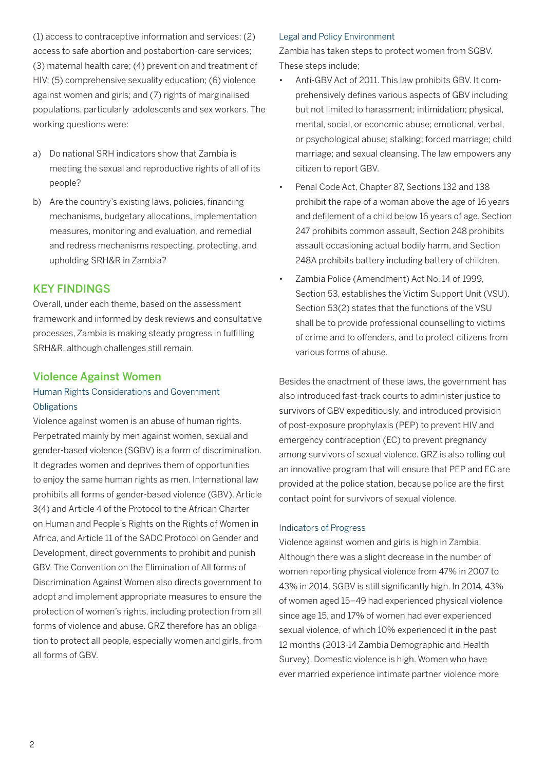(1) access to contraceptive information and services; (2) access to safe abortion and postabortion-care services; (3) maternal health care; (4) prevention and treatment of HIV; (5) comprehensive sexuality education; (6) violence against women and girls; and (7) rights of marginalised populations, particularly adolescents and sex workers. The working questions were:

a) Do national SRH indicators show that Zambia is meeting the sexual and reproductive rights of all of its people?

b) Are the country's existing laws, policies, financing mechanisms, budgetary allocations, implementation measures, monitoring and evaluation, and remedial and redress mechanisms respecting, protecting, and upholding SRH&R in Zambia?

## KEY FINDINGS

Overall, under each theme, based on the assessment framework and informed by desk reviews and consultative processes, Zambia is making steady progress in fulfilling SRH&R, although challenges still remain.

### Violence Against Women

#### Human Rights Considerations and Government Obligations

Violence against women is an abuse of human rights. Perpetrated mainly by men against women, sexual and gender-based violence (SGBV) is a form of discrimination. It degrades women and deprives them of opportunities to enjoy the same human rights as men. International law prohibits all forms of gender-based violence (GBV). Article 3(4) and Article 4 of the Protocol to the African Charter on Human and People's Rights on the Rights of Women in Africa, and Article 11 of the SADC Protocol on Gender and Development, direct governments to prohibit and punish GBV. The Convention on the Elimination of All forms of Discrimination Against Women also directs government to adopt and implement appropriate measures to ensure the protection of women's rights, including protection from all forms of violence and abuse. GRZ therefore has an obligation to protect all people, especially women and girls, from all forms of GBV.

#### Legal and Policy Environment

Zambia has taken steps to protect women from SGBV. These steps include;

- Anti-GBV Act of 2011. This law prohibits GBV. It comprehensively defines various aspects of GBV including but not limited to harassment; intimidation; physical, mental, social, or economic abuse; emotional, verbal, or psychological abuse; stalking; forced marriage; child marriage; and sexual cleansing. The law empowers any citizen to report GBV.
- Penal Code Act, Chapter 87, Sections 132 and 138 prohibit the rape of a woman above the age of 16 years and defilement of a child below 16 years of age. Section 247 prohibits common assault, Section 248 prohibits assault occasioning actual bodily harm, and Section 248A prohibits battery including battery of children.
- Zambia Police (Amendment) Act No. 14 of 1999, Section 53, establishes the Victim Support Unit (VSU). Section 53(2) states that the functions of the VSU shall be to provide professional counselling to victims of crime and to offenders, and to protect citizens from various forms of abuse.

Besides the enactment of these laws, the government has also introduced fast-track courts to administer justice to survivors of GBV expeditiously, and introduced provision of post-exposure prophylaxis (PEP) to prevent HIV and emergency contraception (EC) to prevent pregnancy among survivors of sexual violence. GRZ is also rolling out an innovative program that will ensure that PEP and EC are provided at the police station, because police are the first contact point for survivors of sexual violence.

#### Indicators of Progress

Violence against women and girls is high in Zambia. Although there was a slight decrease in the number of women reporting physical violence from 47% in 2007 to 43% in 2014, SGBV is still significantly high. In 2014, 43% of women aged 15–49 had experienced physical violence since age 15, and 17% of women had ever experienced sexual violence, of which 10% experienced it in the past 12 months (2013-14 Zambia Demographic and Health Survey). Domestic violence is high. Women who have ever married experience intimate partner violence more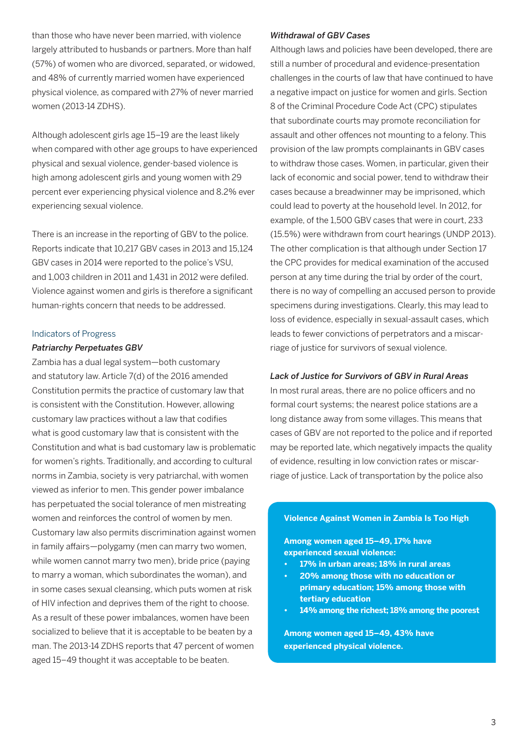than those who have never been married, with violence largely attributed to husbands or partners. More than half (57%) of women who are divorced, separated, or widowed, and 48% of currently married women have experienced physical violence, as compared with 27% of never married women (2013-14 ZDHS).

Although adolescent girls age 15–19 are the least likely when compared with other age groups to have experienced physical and sexual violence, gender-based violence is high among adolescent girls and young women with 29 percent ever experiencing physical violence and 8.2% ever experiencing sexual violence.

There is an increase in the reporting of GBV to the police. Reports indicate that 10,217 GBV cases in 2013 and 15,124 GBV cases in 2014 were reported to the police's VSU, and 1,003 children in 2011 and 1,431 in 2012 were defiled. Violence against women and girls is therefore a significant human-rights concern that needs to be addressed.

## Indicators of Progress

### *Patriarchy Perpetuates GBV*

Zambia has a dual legal system—both customary and statutory law. Article 7(d) of the 2016 amended Constitution permits the practice of customary law that is consistent with the Constitution. However, allowing customary law practices without a law that codifies what is good customary law that is consistent with the Constitution and what is bad customary law is problematic for women's rights. Traditionally, and according to cultural norms in Zambia, society is very patriarchal, with women viewed as inferior to men. This gender power imbalance has perpetuated the social tolerance of men mistreating women and reinforces the control of women by men. Customary law also permits discrimination against women in family affairs—polygamy (men can marry two women, while women cannot marry two men), bride price (paying to marry a woman, which subordinates the woman), and in some cases sexual cleansing, which puts women at risk of HIV infection and deprives them of the right to choose. As a result of these power imbalances, women have been socialized to believe that it is acceptable to be beaten by a man. The 2013-14 ZDHS reports that 47 percent of women aged 15–49 thought it was acceptable to be beaten.

### *Withdrawal of GBV Cases*

Although laws and policies have been developed, there are still a number of procedural and evidence-presentation challenges in the courts of law that have continued to have a negative impact on justice for women and girls. Section 8 of the Criminal Procedure Code Act (CPC) stipulates that subordinate courts may promote reconciliation for assault and other offences not mounting to a felony. This provision of the law prompts complainants in GBV cases to withdraw those cases. Women, in particular, given their lack of economic and social power, tend to withdraw their cases because a breadwinner may be imprisoned, which could lead to poverty at the household level. In 2012, for example, of the 1,500 GBV cases that were in court, 233 (15.5%) were withdrawn from court hearings (UNDP 2013). The other complication is that although under Section 17 the CPC provides for medical examination of the accused person at any time during the trial by order of the court, there is no way of compelling an accused person to provide specimens during investigations. Clearly, this may lead to loss of evidence, especially in sexual-assault cases, which leads to fewer convictions of perpetrators and a miscarriage of justice for survivors of sexual violence.

### *Lack of Justice for Survivors of GBV in Rural Areas*

In most rural areas, there are no police officers and no formal court systems; the nearest police stations are a long distance away from some villages. This means that cases of GBV are not reported to the police and if reported may be reported late, which negatively impacts the quality of evidence, resulting in low conviction rates or miscarriage of justice. Lack of transportation by the police also

**Violence Against Women in Zambia Is Too High**

**Among women aged 15–49, 17% have experienced sexual violence:**

- **17% in urban areas; 18% in rural areas**
- **20% among those with no education or primary education; 15% among those with tertiary education**
- **14% among the richest; 18% among the poorest**

**Among women aged 15–49, 43% have experienced physical violence.**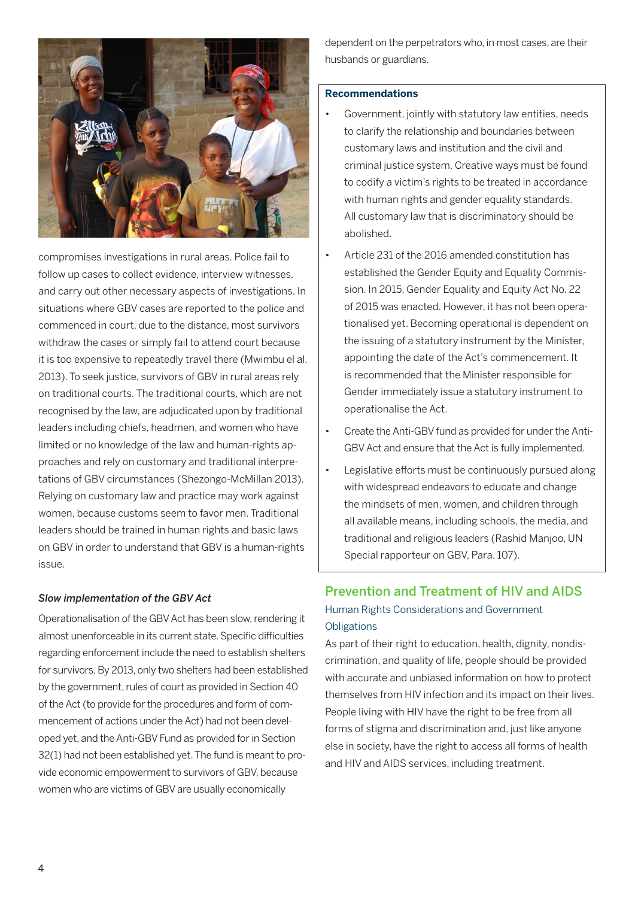compromises investigations in rural areas. Police fail to follow up cases to collect evidence, interview witnesses, and carry out other necessary aspects of investigations. In situations where GBV cases are reported to the police and commenced in court, due to the distance, most survivors withdraw the cases or simply fail to attend court because it is too expensive to repeatedly travel there (Mwimbu el al. 2013). To seek justice, survivors of GBV in rural areas rely on traditional courts. The traditional courts, which are not recognised by the law, are adjudicated upon by traditional leaders including chiefs, headmen, and women who have limited or no knowledge of the law and human-rights approaches and rely on customary and traditional interpretations of GBV circumstances (Shezongo-McMillan 2013). Relying on customary law and practice may work against women, because customs seem to favor men. Traditional leaders should be trained in human rights and basic laws on GBV in order to understand that GBV is a human-rights issue.

#### *Slow implementation of the GBV Act*

Operationalisation of the GBV Act has been slow, rendering it almost unenforceable in its current state. Specific difficulties regarding enforcement include the need to establish shelters for survivors. By 2013, only two shelters had been established by the government, rules of court as provided in Section 40 of the Act (to provide for the procedures and form of commencement of actions under the Act) had not been developed yet, and the Anti-GBV Fund as provided for in Section 32(1) had not been established yet. The fund is meant to provide economic empowerment to survivors of GBV, because women who are victims of GBV are usually economically dependent on the perpetrators who, in most cases, are their husbands or guardians.

**Recommendations**

- Government, jointly with statutory law entities, needs to clarify the relationship and boundaries between customary laws and institution and the civil and criminal justice system. Creative ways must be found to codify a victim's rights to be treated in accordance with human rights and gender equality standards. All customary law that is discriminatory should be abolished.
- Article 231 of the 2016 amended constitution has established the Gender Equity and Equality Commission. In 2015, Gender Equality and Equity Act No. 22 of 2015 was enacted. However, it has not been operationalised yet. Becoming operational is dependent on the issuing of a statutory instrument by the Minister, appointing the date of the Act's commencement. It is recommended that the Minister responsible for Gender immediately issue a statutory instrument to operationalise the Act.
- Create the Anti-GBV fund as provided for under the Anti-GBV Act and ensure that the Act is fully implemented.
- Legislative efforts must be continuously pursued along with widespread endeavors to educate and change the mindsets of men, women, and children through all available means, including schools, the media, and traditional and religious leaders (Rashid Manjoo, UN Special rapporteur on GBV, Para. 107).

## Prevention and Treatment of HIV and AIDS

### Human Rights Considerations and Government Obligations

As part of their right to education, health, dignity, nondiscrimination, and quality of life, people should be provided with accurate and unbiased information on how to protect themselves from HIV infection and its impact on their lives. People living with HIV have the right to be free from all forms of stigma and discrimination and, just like anyone else in society, have the right to access all forms of health and HIV and AIDS services, including treatment.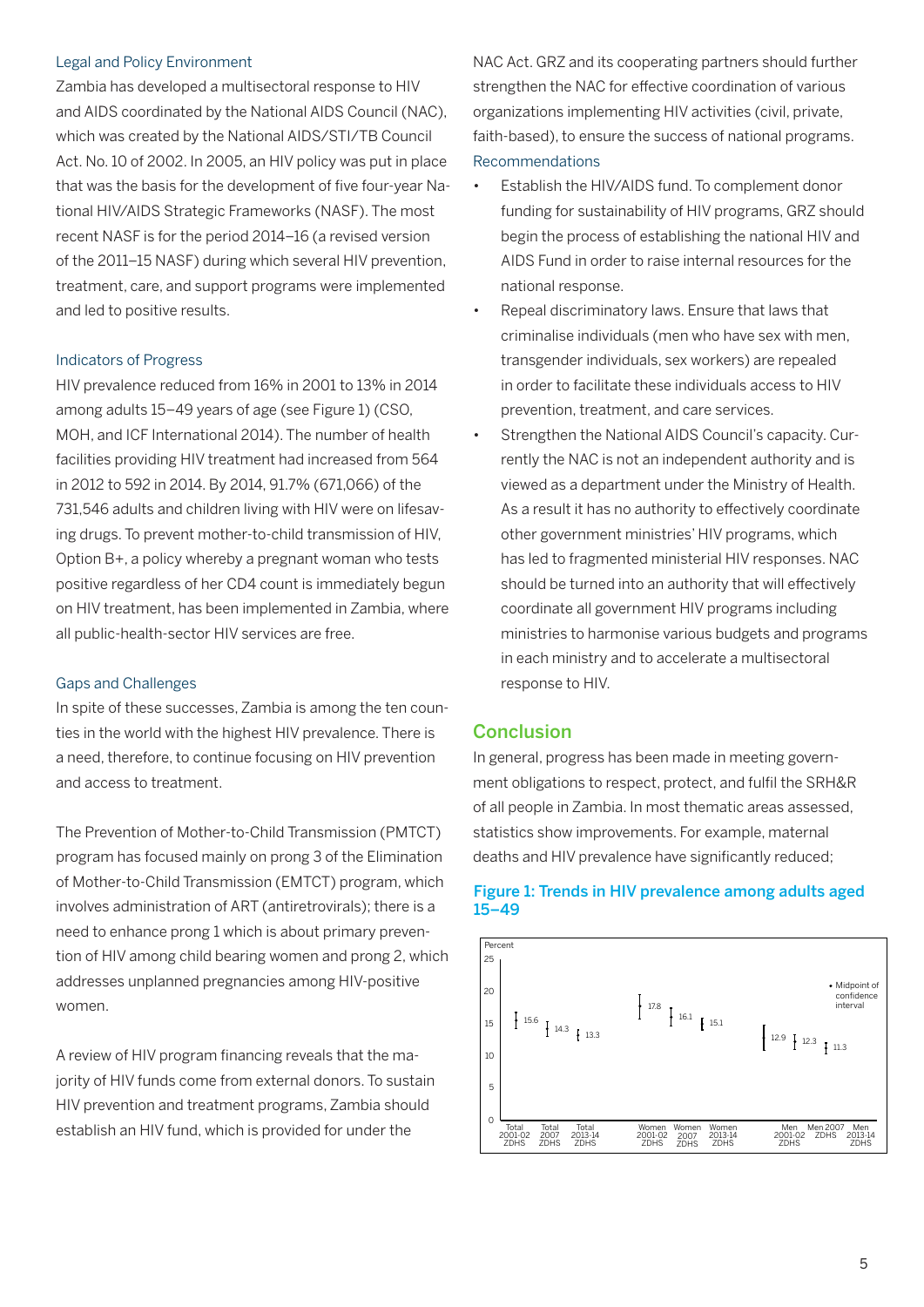### Legal and Policy Environment

Zambia has developed a multisectoral response to HIV and AIDS coordinated by the National AIDS Council (NAC), which was created by the National AIDS/STI/TB Council Act. No. 10 of 2002. In 2005, an HIV policy was put in place that was the basis for the development of five four-year National HIV/AIDS Strategic Frameworks (NASF). The most recent NASF is for the period 2014–16 (a revised version of the 2011–15 NASF) during which several HIV prevention, treatment, care, and support programs were implemented and led to positive results.

### Indicators of Progress

HIV prevalence reduced from 16% in 2001 to 13% in 2014 among adults 15–49 years of age (see Figure 1) (CSO, MOH, and ICF International 2014). The number of health facilities providing HIV treatment had increased from 564 in 2012 to 592 in 2014. By 2014, 91.7% (671,066) of the 731,546 adults and children living with HIV were on lifesaving drugs. To prevent mother-to-child transmission of HIV, Option B+, a policy whereby a pregnant woman who tests positive regardless of her CD4 count is immediately begun on HIV treatment, has been implemented in Zambia, where all public-health-sector HIV services are free.

### Gaps and Challenges

In spite of these successes, Zambia is among the ten counties in the world with the highest HIV prevalence. There is a need, therefore, to continue focusing on HIV prevention and access to treatment.

The Prevention of Mother-to-Child Transmission (PMTCT) program has focused mainly on prong 3 of the Elimination of Mother-to-Child Transmission (EMTCT) program, which involves administration of ART (antiretrovirals); there is a need to enhance prong 1 which is about primary prevention of HIV among child bearing women and prong 2, which addresses unplanned pregnancies among HIV-positive women.

A review of HIV program financing reveals that the majority of HIV funds come from external donors. To sustain HIV prevention and treatment programs, Zambia should establish an HIV fund, which is provided for under the NAC Act. GRZ and its cooperating partners should further strengthen the NAC for effective coordination of various organizations implementing HIV activities (civil, private, faith-based), to ensure the success of national programs.

### Recommendations

- Establish the HIV/AIDS fund. To complement donor funding for sustainability of HIV programs, GRZ should begin the process of establishing the national HIV and AIDS Fund in order to raise internal resources for the national response.
- Repeal discriminatory laws. Ensure that laws that criminalise individuals (men who have sex with men, transgender individuals, sex workers) are repealed in order to facilitate these individuals access to HIV prevention, treatment, and care services.
- Strengthen the National AIDS Council's capacity. Currently the NAC is not an independent authority and is viewed as a department under the Ministry of Health. As a result it has no authority to effectively coordinate other government ministries' HIV programs, which has led to fragmented ministerial HIV responses. NAC should be turned into an authority that will effectively coordinate all government HIV programs including ministries to harmonise various budgets and programs in each ministry and to accelerate a multisectoral response to HIV.

## Conclusion

In general, progress has been made in meeting government obligations to respect, protect, and fulfil the SRH&R of all people in Zambia. In most thematic areas assessed, statistics show improvements. For example, maternal deaths and HIV prevalence have significantly reduced;

**Figure 1: Trends in HIV prevalence among adults aged 15–49**

| Group | Percent (midpoint of confidence interval) |
|---|---|
| Total 2001-02 ZDHS | 15.6 |
| Total 2007 ZDHS | 14.3 |
| Total 2013-14 ZDHS | 13.3 |
| Women 2001-02 ZDHS | 17.8 |
| Women 2007 ZDHS | 16.1 |
| Women 2013-14 ZDHS | 15.1 |
| Men 2001-02 ZDHS | 12.9 |
| Men 2007 ZDHS | 12.3 |
| Men 2013-14 ZDHS | 11.3 |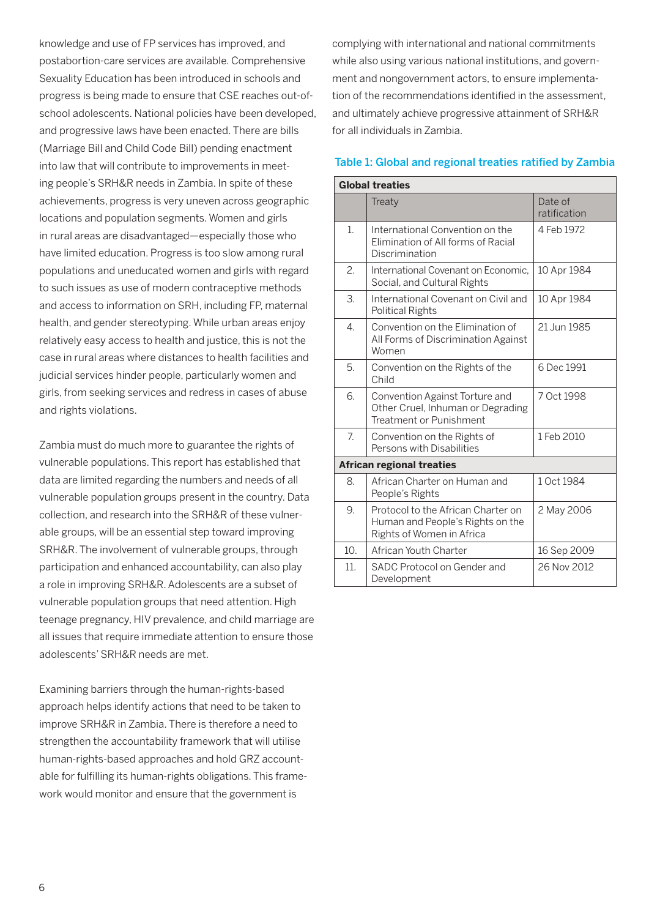knowledge and use of FP services has improved, and postabortion-care services are available. Comprehensive Sexuality Education has been introduced in schools and progress is being made to ensure that CSE reaches out-of-school adolescents. National policies have been developed, and progressive laws have been enacted. There are bills (Marriage Bill and Child Code Bill) pending enactment into law that will contribute to improvements in meeting people's SRH&R needs in Zambia. In spite of these achievements, progress is very uneven across geographic locations and population segments. Women and girls in rural areas are disadvantaged—especially those who have limited education. Progress is too slow among rural populations and uneducated women and girls with regard to such issues as use of modern contraceptive methods and access to information on SRH, including FP, maternal health, and gender stereotyping. While urban areas enjoy relatively easy access to health and justice, this is not the case in rural areas where distances to health facilities and judicial services hinder people, particularly women and girls, from seeking services and redress in cases of abuse and rights violations.

Zambia must do much more to guarantee the rights of vulnerable populations. This report has established that data are limited regarding the numbers and needs of all vulnerable population groups present in the country. Data collection, and research into the SRH&R of these vulnerable groups, will be an essential step toward improving SRH&R. The involvement of vulnerable groups, through participation and enhanced accountability, can also play a role in improving SRH&R. Adolescents are a subset of vulnerable population groups that need attention. High teenage pregnancy, HIV prevalence, and child marriage are all issues that require immediate attention to ensure those adolescents' SRH&R needs are met.

Examining barriers through the human-rights-based approach helps identify actions that need to be taken to improve SRH&R in Zambia. There is therefore a need to strengthen the accountability framework that will utilise human-rights-based approaches and hold GRZ accountable for fulfilling its human-rights obligations. This framework would monitor and ensure that the government is complying with international and national commitments while also using various national institutions, and government and nongovernment actors, to ensure implementation of the recommendations identified in the assessment, and ultimately achieve progressive attainment of SRH&R for all individuals in Zambia.

### Table 1: Global and regional treaties ratified by Zambia

| **Global treaties** | | |
|---|---|---|
| | Treaty | Date of ratification |
| 1. | International Convention on the Elimination of All forms of Racial Discrimination | 4 Feb 1972 |
| 2. | International Covenant on Economic, Social, and Cultural Rights | 10 Apr 1984 |
| 3. | International Covenant on Civil and Political Rights | 10 Apr 1984 |
| 4. | Convention on the Elimination of All Forms of Discrimination Against Women | 21 Jun 1985 |
| 5. | Convention on the Rights of the Child | 6 Dec 1991 |
| 6. | Convention Against Torture and Other Cruel, Inhuman or Degrading Treatment or Punishment | 7 Oct 1998 |
| 7. | Convention on the Rights of Persons with Disabilities | 1 Feb 2010 |
| **African regional treaties** | | |
| 8. | African Charter on Human and People's Rights | 1 Oct 1984 |
| 9. | Protocol to the African Charter on Human and People's Rights on the Rights of Women in Africa | 2 May 2006 |
| 10. | African Youth Charter | 16 Sep 2009 |
| 11. | SADC Protocol on Gender and Development | 26 Nov 2012 |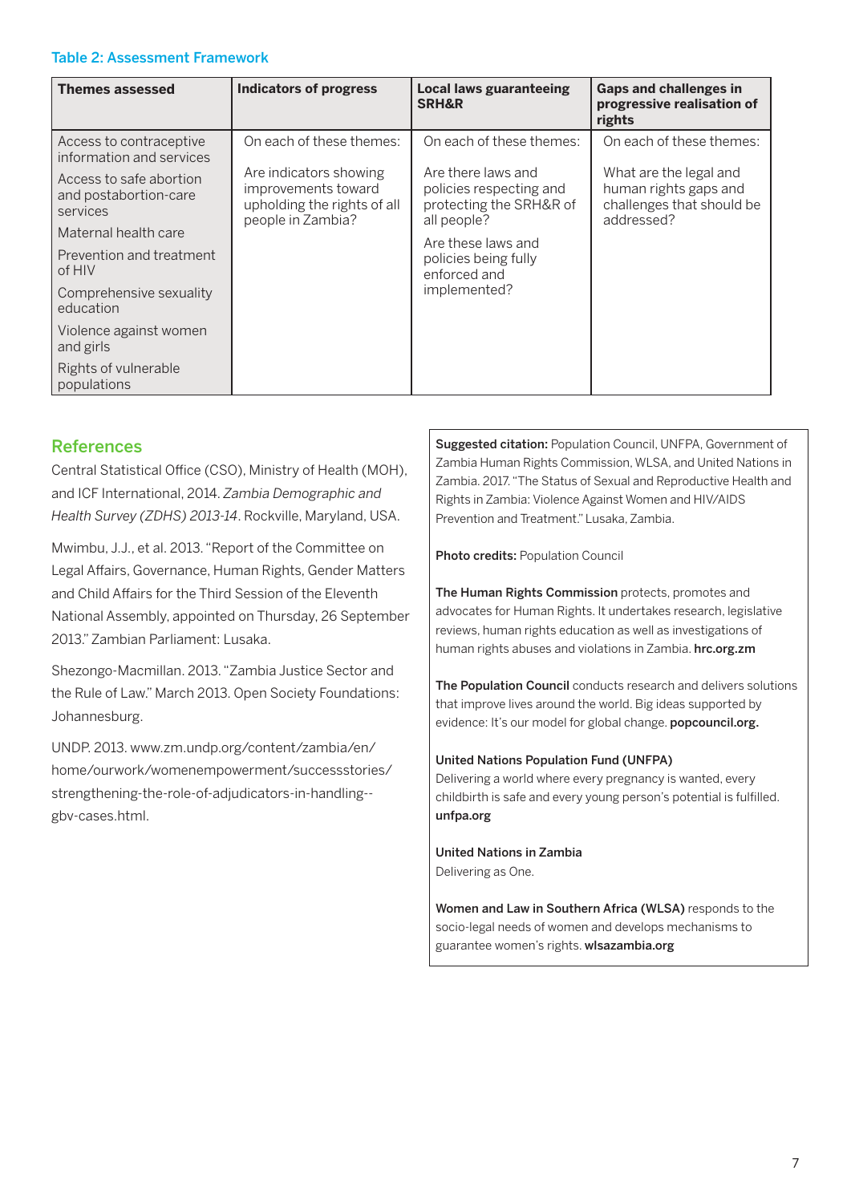### Table 2: Assessment Framework

| Themes assessed | Indicators of progress | Local laws guaranteeing SRH&R | Gaps and challenges in progressive realisation of rights |
|---|---|---|---|
| Access to contraceptive information and services<br>Access to safe abortion and postabortion-care services<br>Maternal health care<br>Prevention and treatment of HIV<br>Comprehensive sexuality education<br>Violence against women and girls<br>Rights of vulnerable populations | On each of these themes:<br>Are indicators showing improvements toward upholding the rights of all people in Zambia? | On each of these themes:<br>Are there laws and policies respecting and protecting the SRH&R of all people?<br>Are these laws and policies being fully enforced and implemented? | On each of these themes:<br>What are the legal and human rights gaps and challenges that should be addressed? |

## References

Central Statistical Office (CSO), Ministry of Health (MOH), and ICF International, 2014. *Zambia Demographic and Health Survey (ZDHS) 2013-14*. Rockville, Maryland, USA.

Mwimbu, J.J., et al. 2013. "Report of the Committee on Legal Affairs, Governance, Human Rights, Gender Matters and Child Affairs for the Third Session of the Eleventh National Assembly, appointed on Thursday, 26 September 2013." Zambian Parliament: Lusaka.

Shezongo-Macmillan. 2013. "Zambia Justice Sector and the Rule of Law." March 2013. Open Society Foundations: Johannesburg.

UNDP. 2013. www.zm.undp.org/content/zambia/en/home/ourwork/womenempowerment/successstories/strengthening-the-role-of-adjudicators-in-handling--gbv-cases.html.

**Suggested citation:** Population Council, UNFPA, Government of Zambia Human Rights Commission, WLSA, and United Nations in Zambia. 2017. "The Status of Sexual and Reproductive Health and Rights in Zambia: Violence Against Women and HIV/AIDS Prevention and Treatment." Lusaka, Zambia.

**Photo credits:** Population Council

**The Human Rights Commission** protects, promotes and advocates for Human Rights. It undertakes research, legislative reviews, human rights education as well as investigations of human rights abuses and violations in Zambia. **hrc.org.zm**

**The Population Council** conducts research and delivers solutions that improve lives around the world. Big ideas supported by evidence: It's our model for global change. **popcouncil.org.**

**United Nations Population Fund (UNFPA)**
Delivering a world where every pregnancy is wanted, every childbirth is safe and every young person's potential is fulfilled. **unfpa.org**

**United Nations in Zambia**
Delivering as One.

**Women and Law in Southern Africa (WLSA)** responds to the socio-legal needs of women and develops mechanisms to guarantee women's rights. **wlsazambia.org**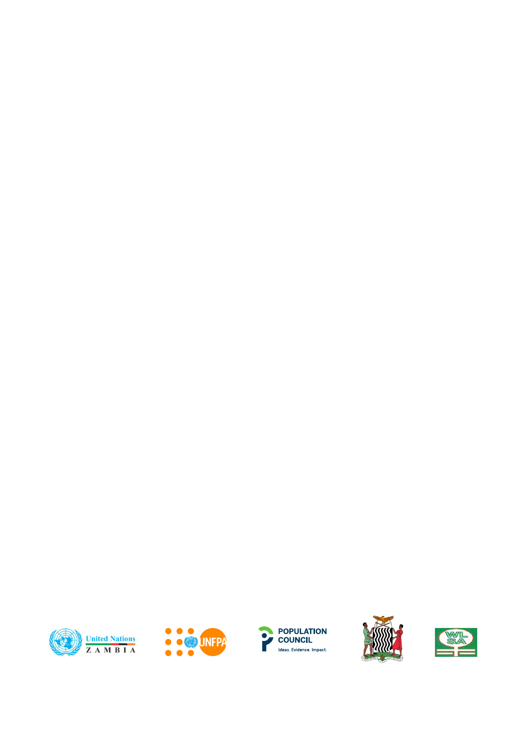United Nations ZAMBIA

UNFPA

POPULATION COUNCIL
Ideas. Evidence. Impact.

WLSA